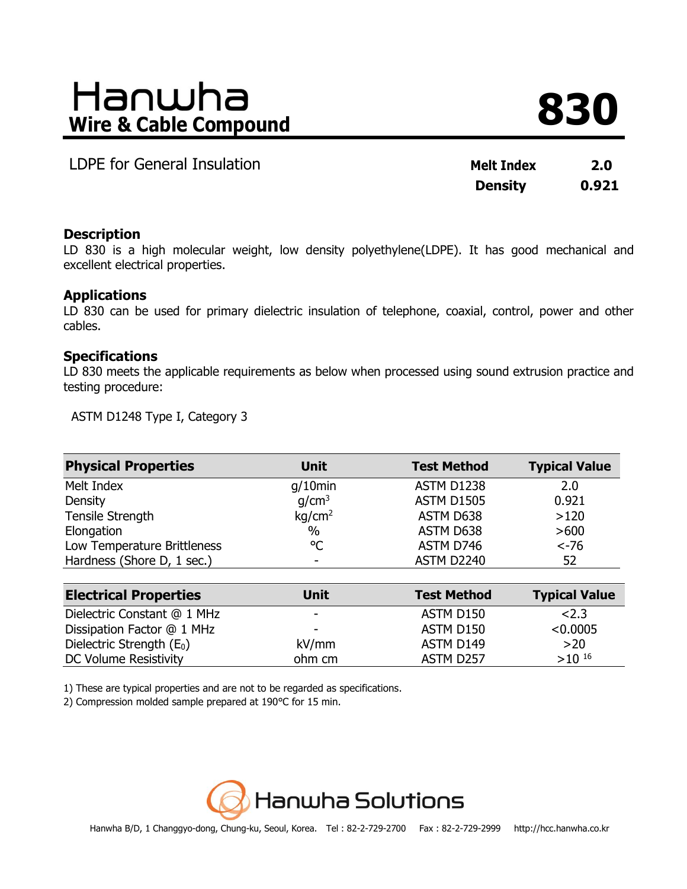# Hanwha Wire & Cable Compound

# 830

LDPE for General Insulation

**Melt Index** **2.0**
**Density** **0.921**

### Description

LD 830 is a high molecular weight, low density polyethylene(LDPE). It has good mechanical and excellent electrical properties.

### Applications

LD 830 can be used for primary dielectric insulation of telephone, coaxial, control, power and other cables.

### Specifications

LD 830 meets the applicable requirements as below when processed using sound extrusion practice and testing procedure:

ASTM D1248 Type I, Category 3

| Physical Properties | Unit | Test Method | Typical Value |
|---|---|---|---|
| Melt Index | g/10min | ASTM D1238 | 2.0 |
| Density | g/cm$^3$ | ASTM D1505 | 0.921 |
| Tensile Strength | kg/cm$^2$ | ASTM D638 | >120 |
| Elongation | % | ASTM D638 | >600 |
| Low Temperature Brittleness | ℃ | ASTM D746 | <-76 |
| Hardness (Shore D, 1 sec.) | - | ASTM D2240 | 52 |

| Electrical Properties | Unit | Test Method | Typical Value |
|---|---|---|---|
| Dielectric Constant @ 1 MHz | - | ASTM D150 | <2.3 |
| Dissipation Factor @ 1 MHz | - | ASTM D150 | <0.0005 |
| Dielectric Strength ($E_0$) | kV/mm | ASTM D149 | >20 |
| DC Volume Resistivity | ohm cm | ASTM D257 | >$10^{16}$ |

1) These are typical properties and are not to be regarded as specifications.
2) Compression molded sample prepared at 190°C for 15 min.

Hanwha Solutions

Hanwha B/D, 1 Changgyo-dong, Chung-ku, Seoul, Korea. Tel : 82-2-729-2700 Fax : 82-2-729-2999 http://hcc.hanwha.co.kr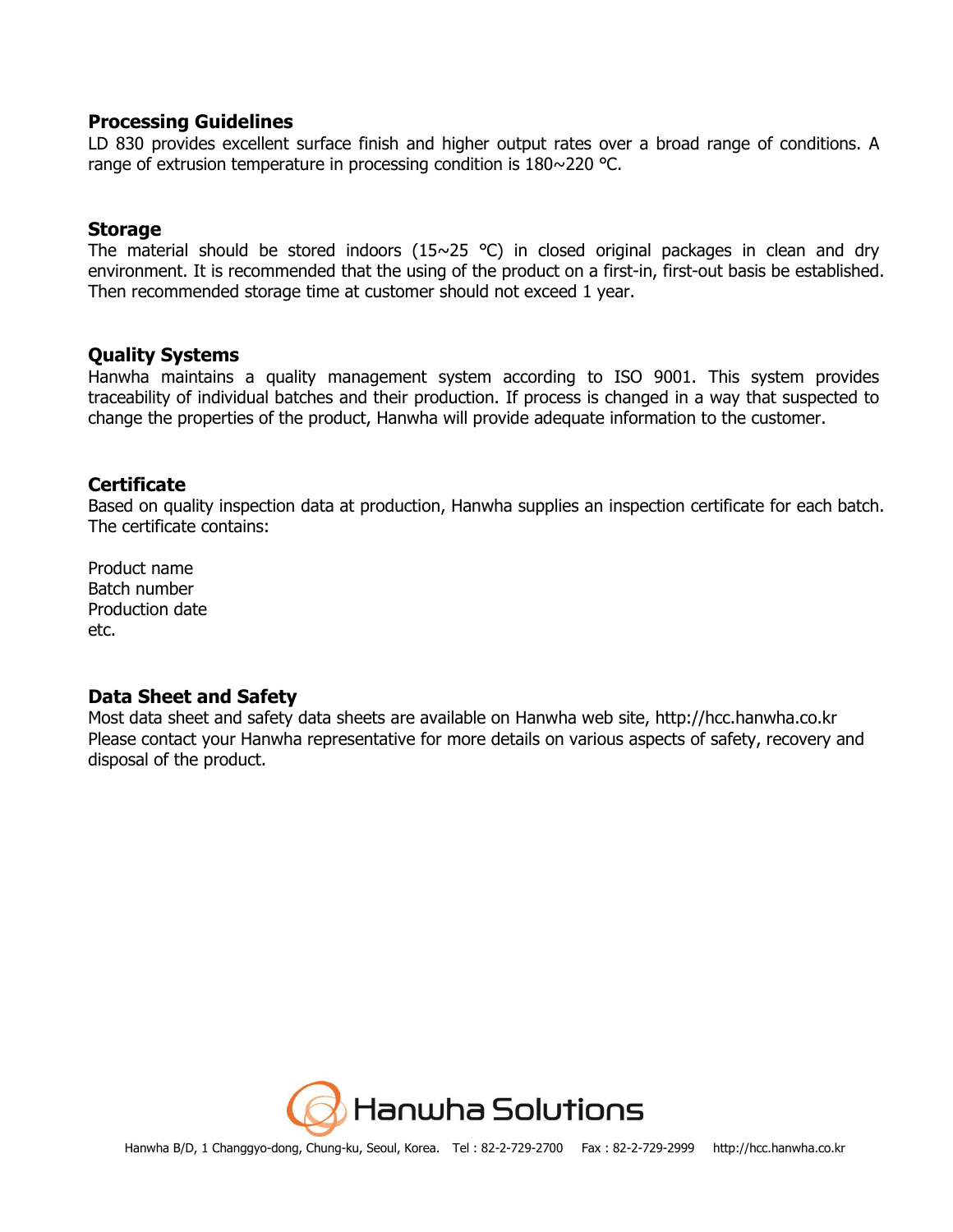## Processing Guidelines

LD 830 provides excellent surface finish and higher output rates over a broad range of conditions. A range of extrusion temperature in processing condition is 180~220 °C.

## Storage

The material should be stored indoors (15~25 °C) in closed original packages in clean and dry environment. It is recommended that the using of the product on a first-in, first-out basis be established. Then recommended storage time at customer should not exceed 1 year.

## Quality Systems

Hanwha maintains a quality management system according to ISO 9001. This system provides traceability of individual batches and their production. If process is changed in a way that suspected to change the properties of the product, Hanwha will provide adequate information to the customer.

## Certificate

Based on quality inspection data at production, Hanwha supplies an inspection certificate for each batch. The certificate contains:

Product name
Batch number
Production date
etc.

## Data Sheet and Safety

Most data sheet and safety data sheets are available on Hanwha web site, http://hcc.hanwha.co.kr
Please contact your Hanwha representative for more details on various aspects of safety, recovery and disposal of the product.

Hanwha Solutions

Hanwha B/D, 1 Changgyo-dong, Chung-ku, Seoul, Korea. Tel : 82-2-729-2700 Fax : 82-2-729-2999 http://hcc.hanwha.co.kr